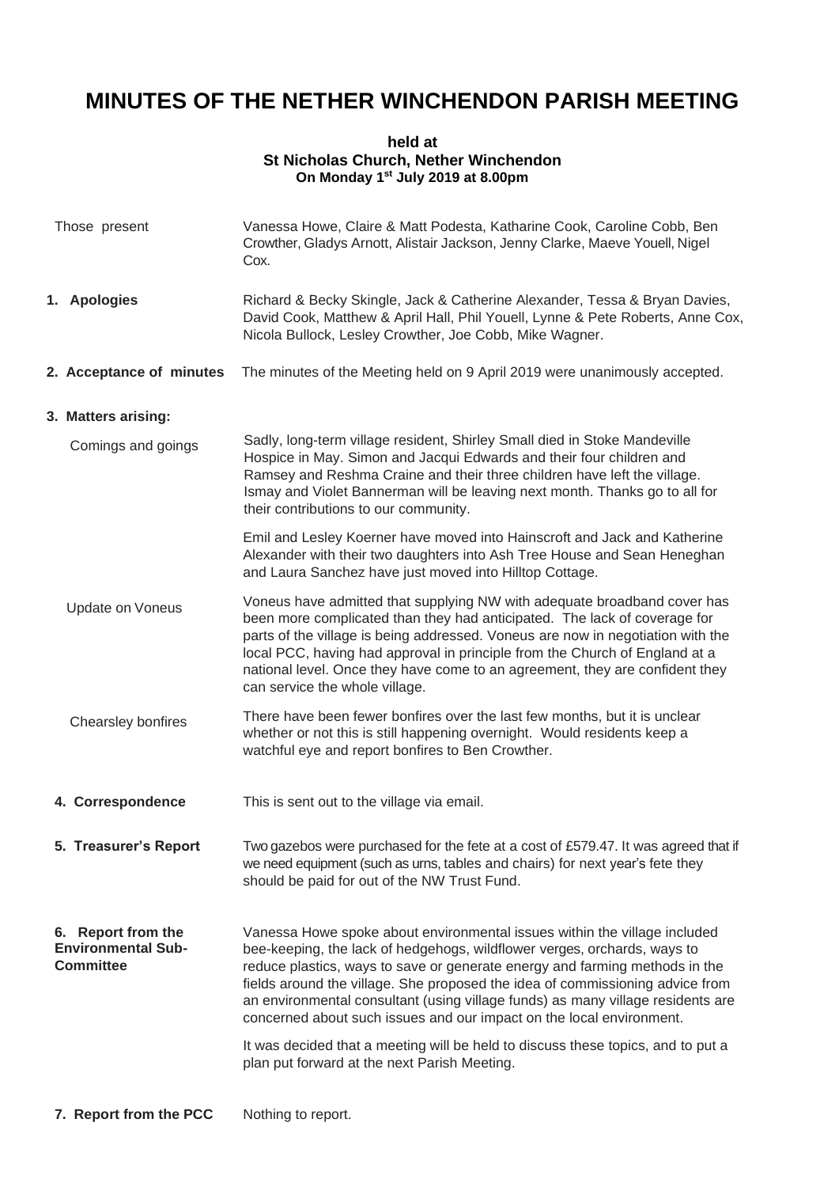# MINUTES OF THE NETHER WINCHENDON PARISH MEETING

**held at**
**St Nicholas Church, Nether Winchendon**
**On Monday 1st July 2019 at 8.00pm**

**Those present**

Vanessa Howe, Claire & Matt Podesta, Katharine Cook, Caroline Cobb, Ben Crowther, Gladys Arnott, Alistair Jackson, Jenny Clarke, Maeve Youell, Nigel Cox.

**1. Apologies**

Richard & Becky Skingle, Jack & Catherine Alexander, Tessa & Bryan Davies, David Cook, Matthew & April Hall, Phil Youell, Lynne & Pete Roberts, Anne Cox, Nicola Bullock, Lesley Crowther, Joe Cobb, Mike Wagner.

**2. Acceptance of minutes**

The minutes of the Meeting held on 9 April 2019 were unanimously accepted.

**3. Matters arising:**

*Comings and goings*

Sadly, long-term village resident, Shirley Small died in Stoke Mandeville Hospice in May. Simon and Jacqui Edwards and their four children and Ramsey and Reshma Craine and their three children have left the village. Ismay and Violet Bannerman will be leaving next month. Thanks go to all for their contributions to our community.

Emil and Lesley Koerner have moved into Hainscroft and Jack and Katherine Alexander with their two daughters into Ash Tree House and Sean Heneghan and Laura Sanchez have just moved into Hilltop Cottage.

*Update on Voneus*

Voneus have admitted that supplying NW with adequate broadband cover has been more complicated than they had anticipated. The lack of coverage for parts of the village is being addressed. Voneus are now in negotiation with the local PCC, having had approval in principle from the Church of England at a national level. Once they have come to an agreement, they are confident they can service the whole village.

*Chearsley bonfires*

There have been fewer bonfires over the last few months, but it is unclear whether or not this is still happening overnight. Would residents keep a watchful eye and report bonfires to Ben Crowther.

**4. Correspondence**

This is sent out to the village via email.

**5. Treasurer's Report**

Two gazebos were purchased for the fete at a cost of £579.47. It was agreed that if we need equipment (such as urns, tables and chairs) for next year's fete they should be paid for out of the NW Trust Fund.

**6. Report from the Environmental Sub-Committee**

Vanessa Howe spoke about environmental issues within the village included bee-keeping, the lack of hedgehogs, wildflower verges, orchards, ways to reduce plastics, ways to save or generate energy and farming methods in the fields around the village. She proposed the idea of commissioning advice from an environmental consultant (using village funds) as many village residents are concerned about such issues and our impact on the local environment.

It was decided that a meeting will be held to discuss these topics, and to put a plan put forward at the next Parish Meeting.

**7. Report from the PCC**

Nothing to report.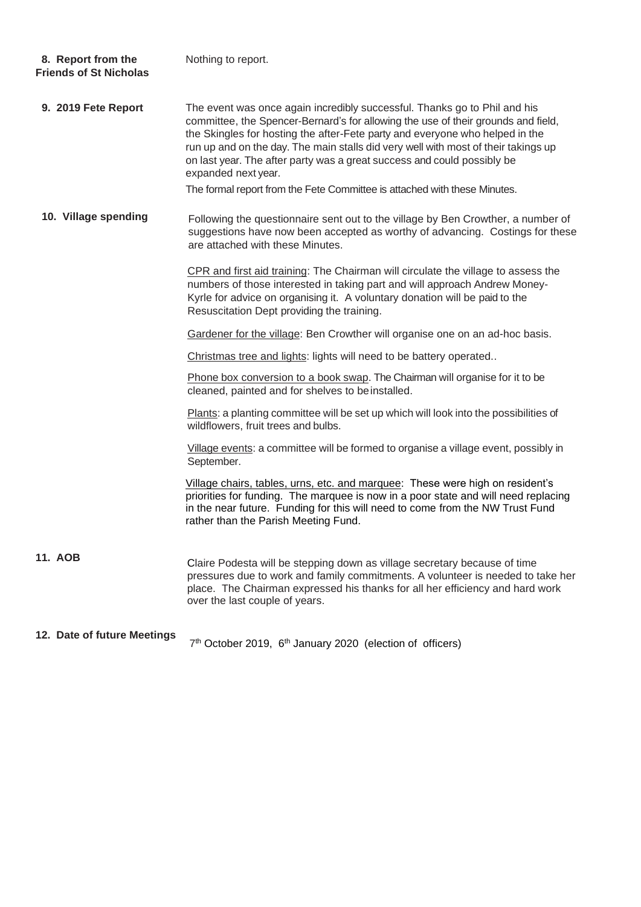**8. Report from the Friends of St Nicholas**

Nothing to report.

**9. 2019 Fete Report**

The event was once again incredibly successful. Thanks go to Phil and his committee, the Spencer-Bernard's for allowing the use of their grounds and field, the Skingles for hosting the after-Fete party and everyone who helped in the run up and on the day. The main stalls did very well with most of their takings up on last year. The after party was a great success and could possibly be expanded next year.

The formal report from the Fete Committee is attached with these Minutes.

**10. Village spending**

Following the questionnaire sent out to the village by Ben Crowther, a number of suggestions have now been accepted as worthy of advancing. Costings for these are attached with these Minutes.

<u>CPR and first aid training</u>: The Chairman will circulate the village to assess the numbers of those interested in taking part and will approach Andrew Money-Kyrle for advice on organising it. A voluntary donation will be paid to the Resuscitation Dept providing the training.

<u>Gardener for the village</u>: Ben Crowther will organise one on an ad-hoc basis.

<u>Christmas tree and lights</u>: lights will need to be battery operated..

<u>Phone box conversion to a book swap</u>. The Chairman will organise for it to be cleaned, painted and for shelves to be installed.

<u>Plants</u>: a planting committee will be set up which will look into the possibilities of wildflowers, fruit trees and bulbs.

<u>Village events</u>: a committee will be formed to organise a village event, possibly in September.

<u>Village chairs, tables, urns, etc. and marquee</u>: These were high on resident's priorities for funding. The marquee is now in a poor state and will need replacing in the near future. Funding for this will need to come from the NW Trust Fund rather than the Parish Meeting Fund.

**11. AOB**

Claire Podesta will be stepping down as village secretary because of time pressures due to work and family commitments. A volunteer is needed to take her place. The Chairman expressed his thanks for all her efficiency and hard work over the last couple of years.

**12. Date of future Meetings**

7th October 2019, 6th January 2020 (election of officers)